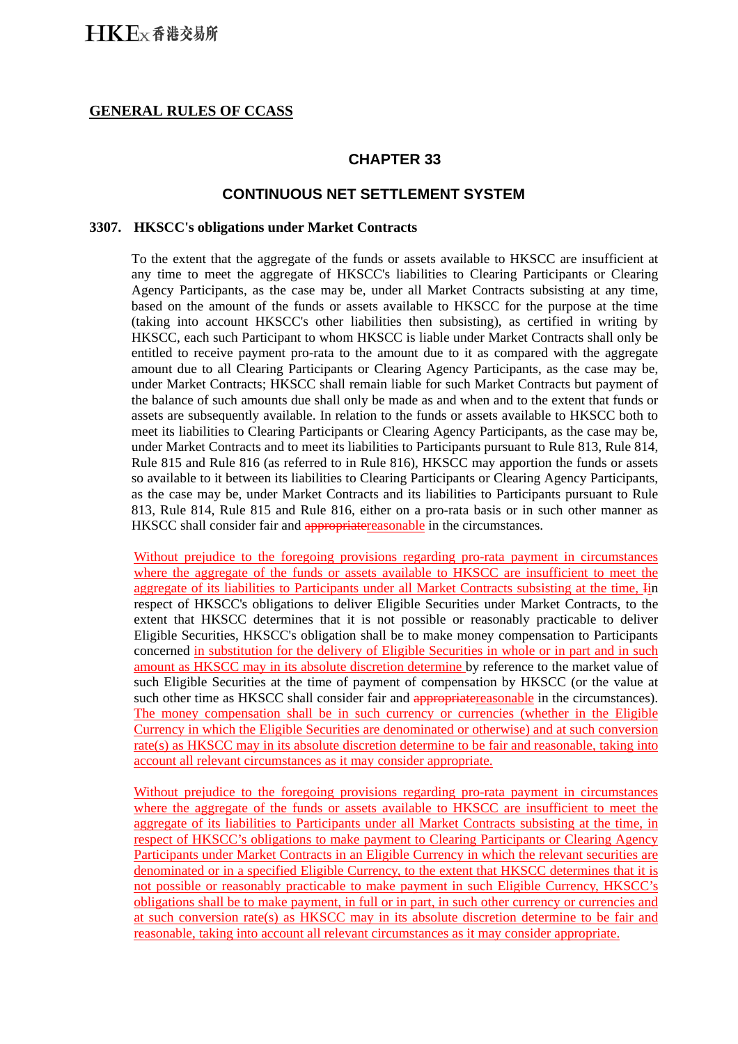**GENERAL RULES OF CCASS**

## CHAPTER 33

## CONTINUOUS NET SETTLEMENT SYSTEM

### 3307. HKSCC's obligations under Market Contracts

To the extent that the aggregate of the funds or assets available to HKSCC are insufficient at any time to meet the aggregate of HKSCC's liabilities to Clearing Participants or Clearing Agency Participants, as the case may be, under all Market Contracts subsisting at any time, based on the amount of the funds or assets available to HKSCC for the purpose at the time (taking into account HKSCC's other liabilities then subsisting), as certified in writing by HKSCC, each such Participant to whom HKSCC is liable under Market Contracts shall only be entitled to receive payment pro-rata to the amount due to it as compared with the aggregate amount due to all Clearing Participants or Clearing Agency Participants, as the case may be, under Market Contracts; HKSCC shall remain liable for such Market Contracts but payment of the balance of such amounts due shall only be made as and when and to the extent that funds or assets are subsequently available. In relation to the funds or assets available to HKSCC both to meet its liabilities to Clearing Participants or Clearing Agency Participants, as the case may be, under Market Contracts and to meet its liabilities to Participants pursuant to Rule 813, Rule 814, Rule 815 and Rule 816 (as referred to in Rule 816), HKSCC may apportion the funds or assets so available to it between its liabilities to Clearing Participants or Clearing Agency Participants, as the case may be, under Market Contracts and its liabilities to Participants pursuant to Rule 813, Rule 814, Rule 815 and Rule 816, either on a pro-rata basis or in such other manner as HKSCC shall consider fair and ~~appropriate~~reasonable in the circumstances.

Without prejudice to the foregoing provisions regarding pro-rata payment in circumstances where the aggregate of the funds or assets available to HKSCC are insufficient to meet the aggregate of its liabilities to Participants under all Market Contracts subsisting at the time, ~~I~~in respect of HKSCC's obligations to deliver Eligible Securities under Market Contracts, to the extent that HKSCC determines that it is not possible or reasonably practicable to deliver Eligible Securities, HKSCC's obligation shall be to make money compensation to Participants concerned in substitution for the delivery of Eligible Securities in whole or in part and in such amount as HKSCC may in its absolute discretion determine by reference to the market value of such Eligible Securities at the time of payment of compensation by HKSCC (or the value at such other time as HKSCC shall consider fair and ~~appropriate~~reasonable in the circumstances). The money compensation shall be in such currency or currencies (whether in the Eligible Currency in which the Eligible Securities are denominated or otherwise) and at such conversion rate(s) as HKSCC may in its absolute discretion determine to be fair and reasonable, taking into account all relevant circumstances as it may consider appropriate.

Without prejudice to the foregoing provisions regarding pro-rata payment in circumstances where the aggregate of the funds or assets available to HKSCC are insufficient to meet the aggregate of its liabilities to Participants under all Market Contracts subsisting at the time, in respect of HKSCC's obligations to make payment to Clearing Participants or Clearing Agency Participants under Market Contracts in an Eligible Currency in which the relevant securities are denominated or in a specified Eligible Currency, to the extent that HKSCC determines that it is not possible or reasonably practicable to make payment in such Eligible Currency, HKSCC's obligations shall be to make payment, in full or in part, in such other currency or currencies and at such conversion rate(s) as HKSCC may in its absolute discretion determine to be fair and reasonable, taking into account all relevant circumstances as it may consider appropriate.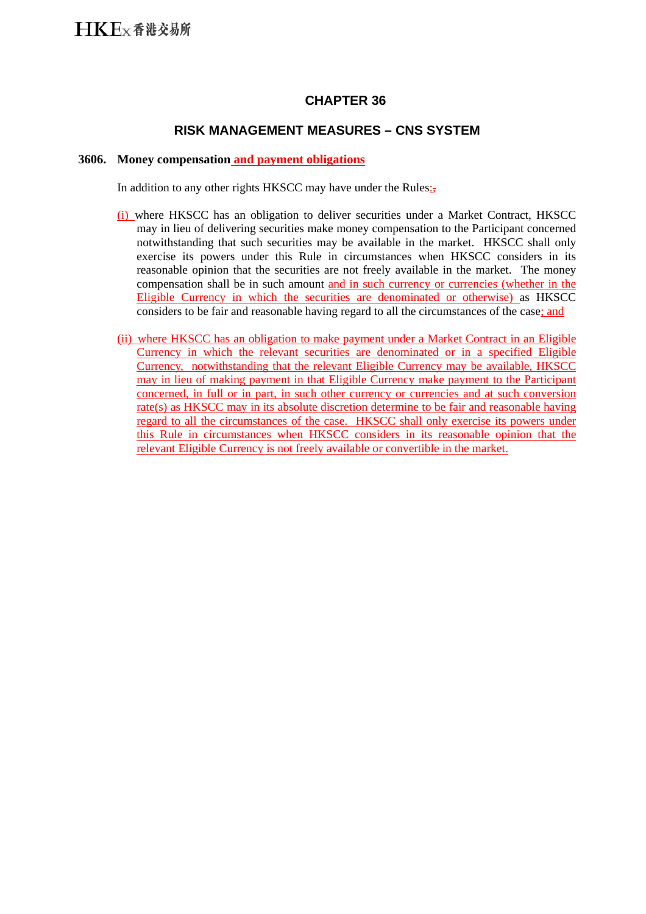## CHAPTER 36

## RISK MANAGEMENT MEASURES – CNS SYSTEM

### 3606. Money compensation and payment obligations

In addition to any other rights HKSCC may have under the Rules;,

(i) where HKSCC has an obligation to deliver securities under a Market Contract, HKSCC may in lieu of delivering securities make money compensation to the Participant concerned notwithstanding that such securities may be available in the market. HKSCC shall only exercise its powers under this Rule in circumstances when HKSCC considers in its reasonable opinion that the securities are not freely available in the market. The money compensation shall be in such amount and in such currency or currencies (whether in the Eligible Currency in which the securities are denominated or otherwise) as HKSCC considers to be fair and reasonable having regard to all the circumstances of the case; and

(ii) where HKSCC has an obligation to make payment under a Market Contract in an Eligible Currency in which the relevant securities are denominated or in a specified Eligible Currency, notwithstanding that the relevant Eligible Currency may be available, HKSCC may in lieu of making payment in that Eligible Currency make payment to the Participant concerned, in full or in part, in such other currency or currencies and at such conversion rate(s) as HKSCC may in its absolute discretion determine to be fair and reasonable having regard to all the circumstances of the case. HKSCC shall only exercise its powers under this Rule in circumstances when HKSCC considers in its reasonable opinion that the relevant Eligible Currency is not freely available or convertible in the market.